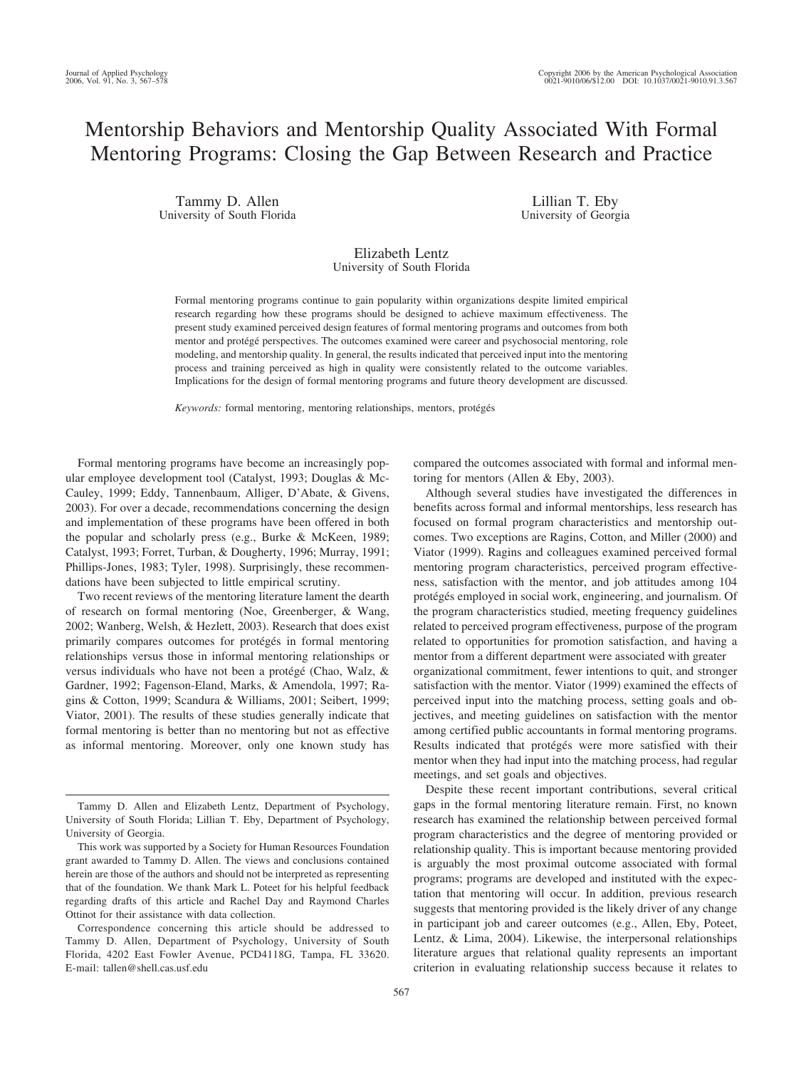# Mentorship Behaviors and Mentorship Quality Associated With Formal Mentoring Programs: Closing the Gap Between Research and Practice

Tammy D. Allen
University of South Florida

Lillian T. Eby
University of Georgia

Elizabeth Lentz
University of South Florida

Formal mentoring programs continue to gain popularity within organizations despite limited empirical research regarding how these programs should be designed to achieve maximum effectiveness. The present study examined perceived design features of formal mentoring programs and outcomes from both mentor and protégé perspectives. The outcomes examined were career and psychosocial mentoring, role modeling, and mentorship quality. In general, the results indicated that perceived input into the mentoring process and training perceived as high in quality were consistently related to the outcome variables. Implications for the design of formal mentoring programs and future theory development are discussed.

*Keywords:* formal mentoring, mentoring relationships, mentors, protégés

Formal mentoring programs have become an increasingly popular employee development tool (Catalyst, 1993; Douglas & McCauley, 1999; Eddy, Tannenbaum, Alliger, D'Abate, & Givens, 2003). For over a decade, recommendations concerning the design and implementation of these programs have been offered in both the popular and scholarly press (e.g., Burke & McKeen, 1989; Catalyst, 1993; Forret, Turban, & Dougherty, 1996; Murray, 1991; Phillips-Jones, 1983; Tyler, 1998). Surprisingly, these recommendations have been subjected to little empirical scrutiny.

Two recent reviews of the mentoring literature lament the dearth of research on formal mentoring (Noe, Greenberger, & Wang, 2002; Wanberg, Welsh, & Hezlett, 2003). Research that does exist primarily compares outcomes for protégés in formal mentoring relationships versus those in informal mentoring relationships or versus individuals who have not been a protégé (Chao, Walz, & Gardner, 1992; Fagenson-Eland, Marks, & Amendola, 1997; Ragins & Cotton, 1999; Scandura & Williams, 2001; Seibert, 1999; Viator, 2001). The results of these studies generally indicate that formal mentoring is better than no mentoring but not as effective as informal mentoring. Moreover, only one known study has compared the outcomes associated with formal and informal mentoring for mentors (Allen & Eby, 2003).

Although several studies have investigated the differences in benefits across formal and informal mentorships, less research has focused on formal program characteristics and mentorship outcomes. Two exceptions are Ragins, Cotton, and Miller (2000) and Viator (1999). Ragins and colleagues examined perceived formal mentoring program characteristics, perceived program effectiveness, satisfaction with the mentor, and job attitudes among 104 protégés employed in social work, engineering, and journalism. Of the program characteristics studied, meeting frequency guidelines related to perceived program effectiveness, purpose of the program related to opportunities for promotion satisfaction, and having a mentor from a different department were associated with greater organizational commitment, fewer intentions to quit, and stronger satisfaction with the mentor. Viator (1999) examined the effects of perceived input into the matching process, setting goals and objectives, and meeting guidelines on satisfaction with the mentor among certified public accountants in formal mentoring programs. Results indicated that protégés were more satisfied with their mentor when they had input into the matching process, had regular meetings, and set goals and objectives.

Despite these recent important contributions, several critical gaps in the formal mentoring literature remain. First, no known research has examined the relationship between perceived formal program characteristics and the degree of mentoring provided or relationship quality. This is important because mentoring provided is arguably the most proximal outcome associated with formal programs; programs are developed and instituted with the expectation that mentoring will occur. In addition, previous research suggests that mentoring provided is the likely driver of any change in participant job and career outcomes (e.g., Allen, Eby, Poteet, Lentz, & Lima, 2004). Likewise, the interpersonal relationships literature argues that relational quality represents an important criterion in evaluating relationship success because it relates to

---

Tammy D. Allen and Elizabeth Lentz, Department of Psychology, University of South Florida; Lillian T. Eby, Department of Psychology, University of Georgia.

This work was supported by a Society for Human Resources Foundation grant awarded to Tammy D. Allen. The views and conclusions contained herein are those of the authors and should not be interpreted as representing that of the foundation. We thank Mark L. Poteet for his helpful feedback regarding drafts of this article and Rachel Day and Raymond Charles Ottinot for their assistance with data collection.

Correspondence concerning this article should be addressed to Tammy D. Allen, Department of Psychology, University of South Florida, 4202 East Fowler Avenue, PCD4118G, Tampa, FL 33620. E-mail: tallen@shell.cas.usf.edu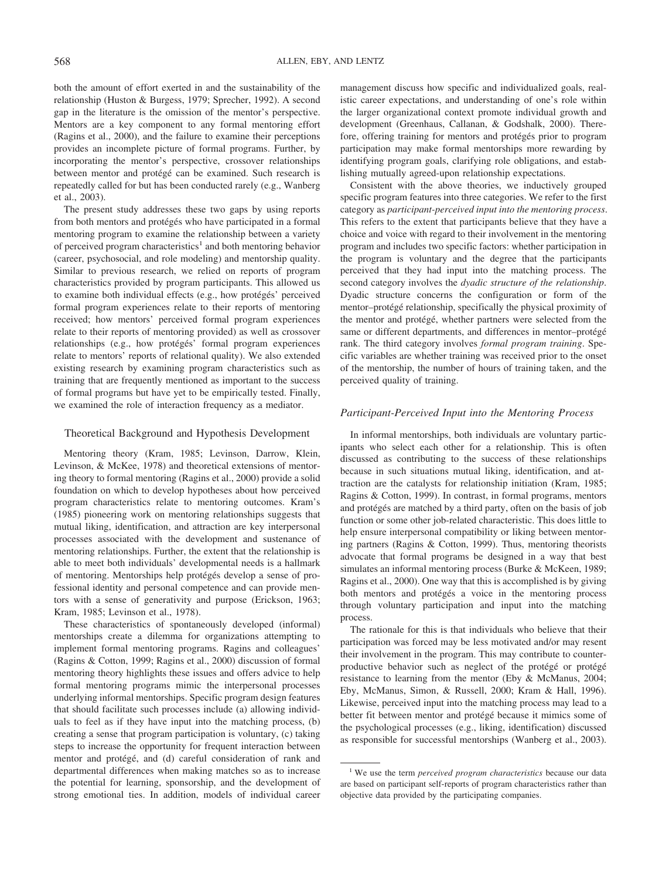both the amount of effort exerted in and the sustainability of the relationship (Huston & Burgess, 1979; Sprecher, 1992). A second gap in the literature is the omission of the mentor's perspective. Mentors are a key component to any formal mentoring effort (Ragins et al., 2000), and the failure to examine their perceptions provides an incomplete picture of formal programs. Further, by incorporating the mentor's perspective, crossover relationships between mentor and protégé can be examined. Such research is repeatedly called for but has been conducted rarely (e.g., Wanberg et al., 2003).

The present study addresses these two gaps by using reports from both mentors and protégés who have participated in a formal mentoring program to examine the relationship between a variety of perceived program characteristics[1] and both mentoring behavior (career, psychosocial, and role modeling) and mentorship quality. Similar to previous research, we relied on reports of program characteristics provided by program participants. This allowed us to examine both individual effects (e.g., how protégés' perceived formal program experiences relate to their reports of mentoring received; how mentors' perceived formal program experiences relate to their reports of mentoring provided) as well as crossover relationships (e.g., how protégés' formal program experiences relate to mentors' reports of relational quality). We also extended existing research by examining program characteristics such as training that are frequently mentioned as important to the success of formal programs but have yet to be empirically tested. Finally, we examined the role of interaction frequency as a mediator.

## Theoretical Background and Hypothesis Development

Mentoring theory (Kram, 1985; Levinson, Darrow, Klein, Levinson, & McKee, 1978) and theoretical extensions of mentoring theory to formal mentoring (Ragins et al., 2000) provide a solid foundation on which to develop hypotheses about how perceived program characteristics relate to mentoring outcomes. Kram's (1985) pioneering work on mentoring relationships suggests that mutual liking, identification, and attraction are key interpersonal processes associated with the development and sustenance of mentoring relationships. Further, the extent that the relationship is able to meet both individuals' developmental needs is a hallmark of mentoring. Mentorships help protégés develop a sense of professional identity and personal competence and can provide mentors with a sense of generativity and purpose (Erickson, 1963; Kram, 1985; Levinson et al., 1978).

These characteristics of spontaneously developed (informal) mentorships create a dilemma for organizations attempting to implement formal mentoring programs. Ragins and colleagues' (Ragins & Cotton, 1999; Ragins et al., 2000) discussion of formal mentoring theory highlights these issues and offers advice to help formal mentoring programs mimic the interpersonal processes underlying informal mentorships. Specific program design features that should facilitate such processes include (a) allowing individuals to feel as if they have input into the matching process, (b) creating a sense that program participation is voluntary, (c) taking steps to increase the opportunity for frequent interaction between mentor and protégé, and (d) careful consideration of rank and departmental differences when making matches so as to increase the potential for learning, sponsorship, and the development of strong emotional ties. In addition, models of individual career management discuss how specific and individualized goals, realistic career expectations, and understanding of one's role within the larger organizational context promote individual growth and development (Greenhaus, Callanan, & Godshalk, 2000). Therefore, offering training for mentors and protégés prior to program participation may make formal mentorships more rewarding by identifying program goals, clarifying role obligations, and establishing mutually agreed-upon relationship expectations.

Consistent with the above theories, we inductively grouped specific program features into three categories. We refer to the first category as *participant-perceived input into the mentoring process*. This refers to the extent that participants believe that they have a choice and voice with regard to their involvement in the mentoring program and includes two specific factors: whether participation in the program is voluntary and the degree that the participants perceived that they had input into the matching process. The second category involves the *dyadic structure of the relationship*. Dyadic structure concerns the configuration or form of the mentor–protégé relationship, specifically the physical proximity of the mentor and protégé, whether partners were selected from the same or different departments, and differences in mentor–protégé rank. The third category involves *formal program training*. Specific variables are whether training was received prior to the onset of the mentorship, the number of hours of training taken, and the perceived quality of training.

### Participant-Perceived Input into the Mentoring Process

In informal mentorships, both individuals are voluntary participants who select each other for a relationship. This is often discussed as contributing to the success of these relationships because in such situations mutual liking, identification, and attraction are the catalysts for relationship initiation (Kram, 1985; Ragins & Cotton, 1999). In contrast, in formal programs, mentors and protégés are matched by a third party, often on the basis of job function or some other job-related characteristic. This does little to help ensure interpersonal compatibility or liking between mentoring partners (Ragins & Cotton, 1999). Thus, mentoring theorists advocate that formal programs be designed in a way that best simulates an informal mentoring process (Burke & McKeen, 1989; Ragins et al., 2000). One way that this is accomplished is by giving both mentors and protégés a voice in the mentoring process through voluntary participation and input into the matching process.

The rationale for this is that individuals who believe that their participation was forced may be less motivated and/or may resent their involvement in the program. This may contribute to counterproductive behavior such as neglect of the protégé or protégé resistance to learning from the mentor (Eby & McManus, 2004; Eby, McManus, Simon, & Russell, 2000; Kram & Hall, 1996). Likewise, perceived input into the matching process may lead to a better fit between mentor and protégé because it mimics some of the psychological processes (e.g., liking, identification) discussed as responsible for successful mentorships (Wanberg et al., 2003).

[1] We use the term *perceived program characteristics* because our data are based on participant self-reports of program characteristics rather than objective data provided by the participating companies.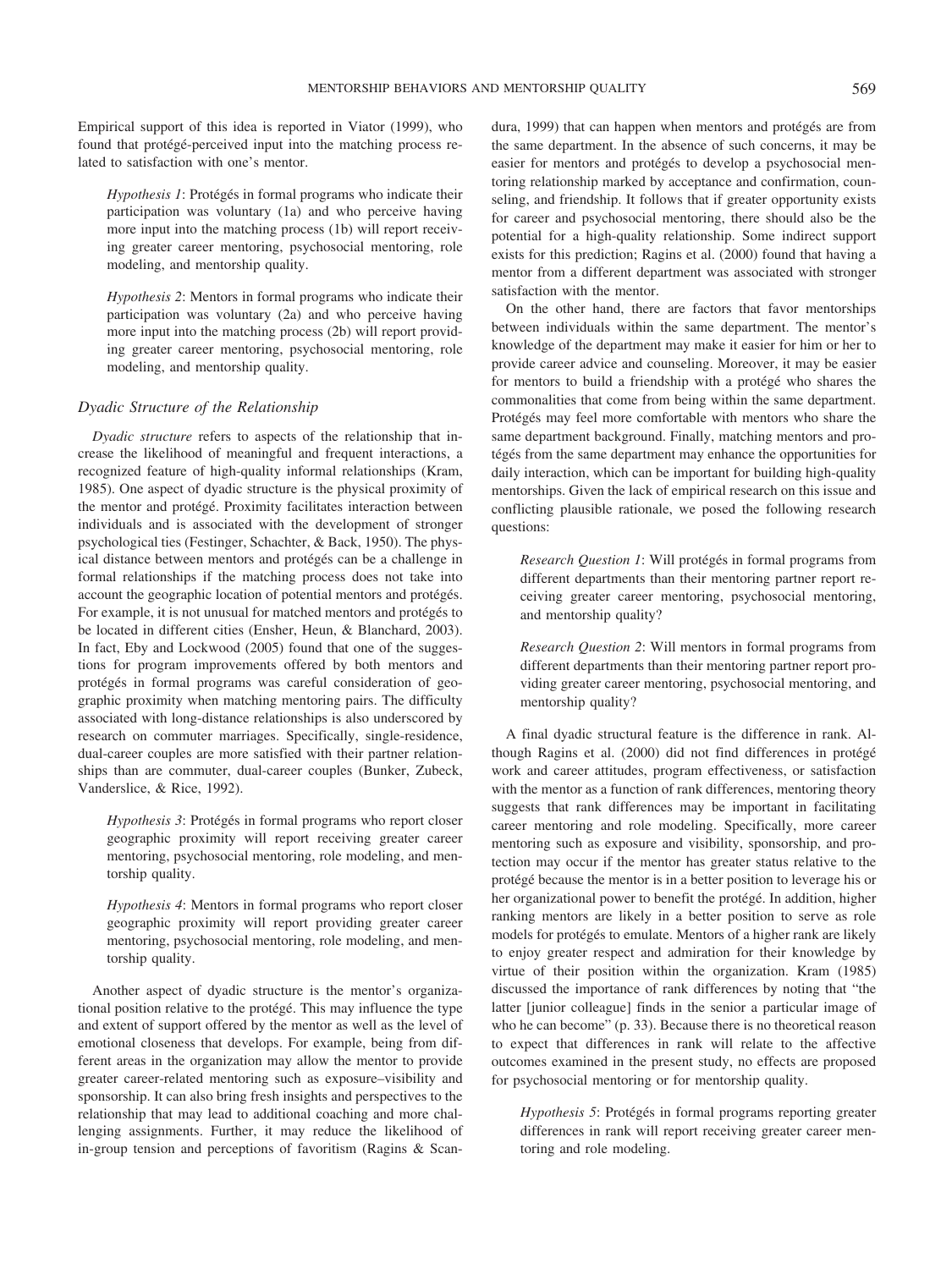Empirical support of this idea is reported in Viator (1999), who found that protégé-perceived input into the matching process related to satisfaction with one's mentor.

> *Hypothesis 1*: Protégés in formal programs who indicate their participation was voluntary (1a) and who perceive having more input into the matching process (1b) will report receiving greater career mentoring, psychosocial mentoring, role modeling, and mentorship quality.

> *Hypothesis 2*: Mentors in formal programs who indicate their participation was voluntary (2a) and who perceive having more input into the matching process (2b) will report providing greater career mentoring, psychosocial mentoring, role modeling, and mentorship quality.

### Dyadic Structure of the Relationship

*Dyadic structure* refers to aspects of the relationship that increase the likelihood of meaningful and frequent interactions, a recognized feature of high-quality informal relationships (Kram, 1985). One aspect of dyadic structure is the physical proximity of the mentor and protégé. Proximity facilitates interaction between individuals and is associated with the development of stronger psychological ties (Festinger, Schachter, & Back, 1950). The physical distance between mentors and protégés can be a challenge in formal relationships if the matching process does not take into account the geographic location of potential mentors and protégés. For example, it is not unusual for matched mentors and protégés to be located in different cities (Ensher, Heun, & Blanchard, 2003). In fact, Eby and Lockwood (2005) found that one of the suggestions for program improvements offered by both mentors and protégés in formal programs was careful consideration of geographic proximity when matching mentoring pairs. The difficulty associated with long-distance relationships is also underscored by research on commuter marriages. Specifically, single-residence, dual-career couples are more satisfied with their partner relationships than are commuter, dual-career couples (Bunker, Zubeck, Vanderslice, & Rice, 1992).

> *Hypothesis 3*: Protégés in formal programs who report closer geographic proximity will report receiving greater career mentoring, psychosocial mentoring, role modeling, and mentorship quality.

> *Hypothesis 4*: Mentors in formal programs who report closer geographic proximity will report providing greater career mentoring, psychosocial mentoring, role modeling, and mentorship quality.

Another aspect of dyadic structure is the mentor's organizational position relative to the protégé. This may influence the type and extent of support offered by the mentor as well as the level of emotional closeness that develops. For example, being from different areas in the organization may allow the mentor to provide greater career-related mentoring such as exposure–visibility and sponsorship. It can also bring fresh insights and perspectives to the relationship that may lead to additional coaching and more challenging assignments. Further, it may reduce the likelihood of in-group tension and perceptions of favoritism (Ragins & Scandura, 1999) that can happen when mentors and protégés are from the same department. In the absence of such concerns, it may be easier for mentors and protégés to develop a psychosocial mentoring relationship marked by acceptance and confirmation, counseling, and friendship. It follows that if greater opportunity exists for career and psychosocial mentoring, there should also be the potential for a high-quality relationship. Some indirect support exists for this prediction; Ragins et al. (2000) found that having a mentor from a different department was associated with stronger satisfaction with the mentor.

On the other hand, there are factors that favor mentorships between individuals within the same department. The mentor's knowledge of the department may make it easier for him or her to provide career advice and counseling. Moreover, it may be easier for mentors to build a friendship with a protégé who shares the commonalities that come from being within the same department. Protégés may feel more comfortable with mentors who share the same department background. Finally, matching mentors and protégés from the same department may enhance the opportunities for daily interaction, which can be important for building high-quality mentorships. Given the lack of empirical research on this issue and conflicting plausible rationale, we posed the following research questions:

> *Research Question 1*: Will protégés in formal programs from different departments than their mentoring partner report receiving greater career mentoring, psychosocial mentoring, and mentorship quality?

> *Research Question 2*: Will mentors in formal programs from different departments than their mentoring partner report providing greater career mentoring, psychosocial mentoring, and mentorship quality?

A final dyadic structural feature is the difference in rank. Although Ragins et al. (2000) did not find differences in protégé work and career attitudes, program effectiveness, or satisfaction with the mentor as a function of rank differences, mentoring theory suggests that rank differences may be important in facilitating career mentoring and role modeling. Specifically, more career mentoring such as exposure and visibility, sponsorship, and protection may occur if the mentor has greater status relative to the protégé because the mentor is in a better position to leverage his or her organizational power to benefit the protégé. In addition, higher ranking mentors are likely in a better position to serve as role models for protégés to emulate. Mentors of a higher rank are likely to enjoy greater respect and admiration for their knowledge by virtue of their position within the organization. Kram (1985) discussed the importance of rank differences by noting that "the latter [junior colleague] finds in the senior a particular image of who he can become" (p. 33). Because there is no theoretical reason to expect that differences in rank will relate to the affective outcomes examined in the present study, no effects are proposed for psychosocial mentoring or for mentorship quality.

> *Hypothesis 5*: Protégés in formal programs reporting greater differences in rank will report receiving greater career mentoring and role modeling.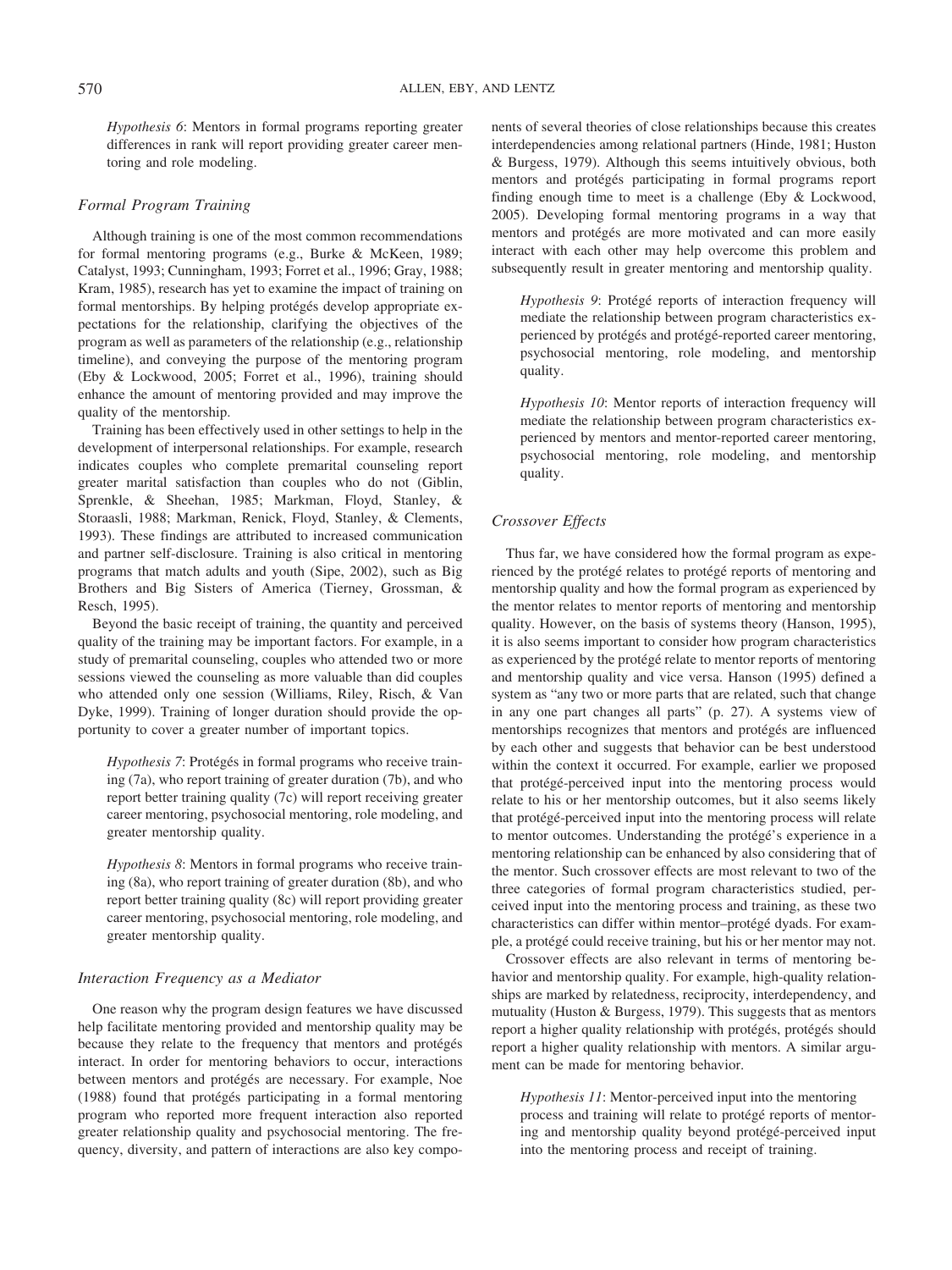*Hypothesis 6*: Mentors in formal programs reporting greater differences in rank will report providing greater career mentoring and role modeling.

### Formal Program Training

Although training is one of the most common recommendations for formal mentoring programs (e.g., Burke & McKeen, 1989; Catalyst, 1993; Cunningham, 1993; Forret et al., 1996; Gray, 1988; Kram, 1985), research has yet to examine the impact of training on formal mentorships. By helping protégés develop appropriate expectations for the relationship, clarifying the objectives of the program as well as parameters of the relationship (e.g., relationship timeline), and conveying the purpose of the mentoring program (Eby & Lockwood, 2005; Forret et al., 1996), training should enhance the amount of mentoring provided and may improve the quality of the mentorship.

Training has been effectively used in other settings to help in the development of interpersonal relationships. For example, research indicates couples who complete premarital counseling report greater marital satisfaction than couples who do not (Giblin, Sprenkle, & Sheehan, 1985; Markman, Floyd, Stanley, & Storaasli, 1988; Markman, Renick, Floyd, Stanley, & Clements, 1993). These findings are attributed to increased communication and partner self-disclosure. Training is also critical in mentoring programs that match adults and youth (Sipe, 2002), such as Big Brothers and Big Sisters of America (Tierney, Grossman, & Resch, 1995).

Beyond the basic receipt of training, the quantity and perceived quality of the training may be important factors. For example, in a study of premarital counseling, couples who attended two or more sessions viewed the counseling as more valuable than did couples who attended only one session (Williams, Riley, Risch, & Van Dyke, 1999). Training of longer duration should provide the opportunity to cover a greater number of important topics.

*Hypothesis 7*: Protégés in formal programs who receive training (7a), who report training of greater duration (7b), and who report better training quality (7c) will report receiving greater career mentoring, psychosocial mentoring, role modeling, and greater mentorship quality.

*Hypothesis 8*: Mentors in formal programs who receive training (8a), who report training of greater duration (8b), and who report better training quality (8c) will report providing greater career mentoring, psychosocial mentoring, role modeling, and greater mentorship quality.

### Interaction Frequency as a Mediator

One reason why the program design features we have discussed help facilitate mentoring provided and mentorship quality may be because they relate to the frequency that mentors and protégés interact. In order for mentoring behaviors to occur, interactions between mentors and protégés are necessary. For example, Noe (1988) found that protégés participating in a formal mentoring program who reported more frequent interaction also reported greater relationship quality and psychosocial mentoring. The frequency, diversity, and pattern of interactions are also key components of several theories of close relationships because this creates interdependencies among relational partners (Hinde, 1981; Huston & Burgess, 1979). Although this seems intuitively obvious, both mentors and protégés participating in formal programs report finding enough time to meet is a challenge (Eby & Lockwood, 2005). Developing formal mentoring programs in a way that mentors and protégés are more motivated and can more easily interact with each other may help overcome this problem and subsequently result in greater mentoring and mentorship quality.

*Hypothesis 9*: Protégé reports of interaction frequency will mediate the relationship between program characteristics experienced by protégés and protégé-reported career mentoring, psychosocial mentoring, role modeling, and mentorship quality.

*Hypothesis 10*: Mentor reports of interaction frequency will mediate the relationship between program characteristics experienced by mentors and mentor-reported career mentoring, psychosocial mentoring, role modeling, and mentorship quality.

### Crossover Effects

Thus far, we have considered how the formal program as experienced by the protégé relates to protégé reports of mentoring and mentorship quality and how the formal program as experienced by the mentor relates to mentor reports of mentoring and mentorship quality. However, on the basis of systems theory (Hanson, 1995), it is also seems important to consider how program characteristics as experienced by the protégé relate to mentor reports of mentoring and mentorship quality and vice versa. Hanson (1995) defined a system as "any two or more parts that are related, such that change in any one part changes all parts" (p. 27). A systems view of mentorships recognizes that mentors and protégés are influenced by each other and suggests that behavior can be best understood within the context it occurred. For example, earlier we proposed that protégé-perceived input into the mentoring process would relate to his or her mentorship outcomes, but it also seems likely that protégé-perceived input into the mentoring process will relate to mentor outcomes. Understanding the protégé's experience in a mentoring relationship can be enhanced by also considering that of the mentor. Such crossover effects are most relevant to two of the three categories of formal program characteristics studied, perceived input into the mentoring process and training, as these two characteristics can differ within mentor–protégé dyads. For example, a protégé could receive training, but his or her mentor may not.

Crossover effects are also relevant in terms of mentoring behavior and mentorship quality. For example, high-quality relationships are marked by relatedness, reciprocity, interdependency, and mutuality (Huston & Burgess, 1979). This suggests that as mentors report a higher quality relationship with protégés, protégés should report a higher quality relationship with mentors. A similar argument can be made for mentoring behavior.

*Hypothesis 11*: Mentor-perceived input into the mentoring process and training will relate to protégé reports of mentoring and mentorship quality beyond protégé-perceived input into the mentoring process and receipt of training.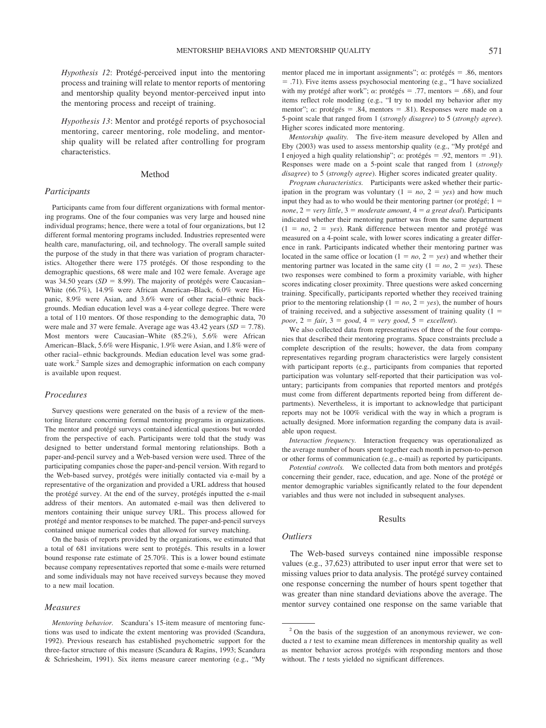*Hypothesis 12*: Protégé-perceived input into the mentoring process and training will relate to mentor reports of mentoring and mentorship quality beyond mentor-perceived input into the mentoring process and receipt of training.

*Hypothesis 13*: Mentor and protégé reports of psychosocial mentoring, career mentoring, role modeling, and mentorship quality will be related after controlling for program characteristics.

## Method

### Participants

Participants came from four different organizations with formal mentoring programs. One of the four companies was very large and housed nine individual programs; hence, there were a total of four organizations, but 12 different formal mentoring programs included. Industries represented were health care, manufacturing, oil, and technology. The overall sample suited the purpose of the study in that there was variation of program characteristics. Altogether there were 175 protégés. Of those responding to the demographic questions, 68 were male and 102 were female. Average age was 34.50 years ($SD$ = 8.99). The majority of protégés were Caucasian–White (66.7%), 14.9% were African American–Black, 6.0% were Hispanic, 8.9% were Asian, and 3.6% were of other racial–ethnic backgrounds. Median education level was a 4-year college degree. There were a total of 110 mentors. Of those responding to the demographic data, 70 were male and 37 were female. Average age was 43.42 years ($SD$ = 7.78). Most mentors were Caucasian–White (85.2%), 5.6% were African American–Black, 5.6% were Hispanic, 1.9% were Asian, and 1.8% were of other racial–ethnic backgrounds. Median education level was some graduate work.[2] Sample sizes and demographic information on each company is available upon request.

### Procedures

Survey questions were generated on the basis of a review of the mentoring literature concerning formal mentoring programs in organizations. The mentor and protégé surveys contained identical questions but worded from the perspective of each. Participants were told that the study was designed to better understand formal mentoring relationships. Both a paper-and-pencil survey and a Web-based version were used. Three of the participating companies chose the paper-and-pencil version. With regard to the Web-based survey, protégés were initially contacted via e-mail by a representative of the organization and provided a URL address that housed the protégé survey. At the end of the survey, protégés inputted the e-mail address of their mentors. An automated e-mail was then delivered to mentors containing their unique survey URL. This process allowed for protégé and mentor responses to be matched. The paper-and-pencil surveys contained unique numerical codes that allowed for survey matching.

On the basis of reports provided by the organizations, we estimated that a total of 681 invitations were sent to protégés. This results in a lower bound response rate estimate of 25.70%. This is a lower bound estimate because company representatives reported that some e-mails were returned and some individuals may not have received surveys because they moved to a new mail location.

### Measures

*Mentoring behavior.* Scandura's 15-item measure of mentoring functions was used to indicate the extent mentoring was provided (Scandura, 1992). Previous research has established psychometric support for the three-factor structure of this measure (Scandura & Ragins, 1993; Scandura & Schriesheim, 1991). Six items measure career mentoring (e.g., "My mentor placed me in important assignments"; α: protégés = .86, mentors = .71). Five items assess psychosocial mentoring (e.g., "I have socialized with my protégé after work"; α: protégés = .77, mentors = .68), and four items reflect role modeling (e.g., "I try to model my behavior after my mentor"; α: protégés = .84, mentors = .81). Responses were made on a 5-point scale that ranged from 1 (*strongly disagree*) to 5 (*strongly agree*). Higher scores indicated more mentoring.

*Mentorship quality.* The five-item measure developed by Allen and Eby (2003) was used to assess mentorship quality (e.g., "My protégé and I enjoyed a high quality relationship"; α: protégés = .92, mentors = .91). Responses were made on a 5-point scale that ranged from 1 (*strongly disagree*) to 5 (*strongly agree*). Higher scores indicated greater quality.

*Program characteristics.* Participants were asked whether their participation in the program was voluntary (1 = *no*, 2 = *yes*) and how much input they had as to who would be their mentoring partner (or protégé; 1 = *none*, 2 = *very little*, 3 = *moderate amount*, 4 = *a great deal*). Participants indicated whether their mentoring partner was from the same department (1 = *no*, 2 = *yes*). Rank difference between mentor and protégé was measured on a 4-point scale, with lower scores indicating a greater difference in rank. Participants indicated whether their mentoring partner was located in the same office or location (1 = *no*, 2 = *yes*) and whether their mentoring partner was located in the same city (1 = *no*, 2 = *yes*). These two responses were combined to form a proximity variable, with higher scores indicating closer proximity. Three questions were asked concerning training. Specifically, participants reported whether they received training prior to the mentoring relationship (1 = *no*, 2 = *yes*), the number of hours of training received, and a subjective assessment of training quality (1 = *poor*, 2 = *fair*, 3 = *good*, 4 = *very good*, 5 = *excellent*).

We also collected data from representatives of three of the four companies that described their mentoring programs. Space constraints preclude a complete description of the results; however, the data from company representatives regarding program characteristics were largely consistent with participant reports (e.g., participants from companies that reported participation was voluntary self-reported that their participation was voluntary; participants from companies that reported mentors and protégés must come from different departments reported being from different departments). Nevertheless, it is important to acknowledge that participant reports may not be 100% veridical with the way in which a program is actually designed. More information regarding the company data is available upon request.

*Interaction frequency.* Interaction frequency was operationalized as the average number of hours spent together each month in person-to-person or other forms of communication (e.g., e-mail) as reported by participants.

*Potential controls.* We collected data from both mentors and protégés concerning their gender, race, education, and age. None of the protégé or mentor demographic variables significantly related to the four dependent variables and thus were not included in subsequent analyses.

## Results

### Outliers

The Web-based surveys contained nine impossible response values (e.g., 37,623) attributed to user input error that were set to missing values prior to data analysis. The protégé survey contained one response concerning the number of hours spent together that was greater than nine standard deviations above the average. The mentor survey contained one response on the same variable that

---

[2] On the basis of the suggestion of an anonymous reviewer, we conducted a $t$ test to examine mean differences in mentorship quality as well as mentor behavior across protégés with responding mentors and those without. The $t$ tests yielded no significant differences.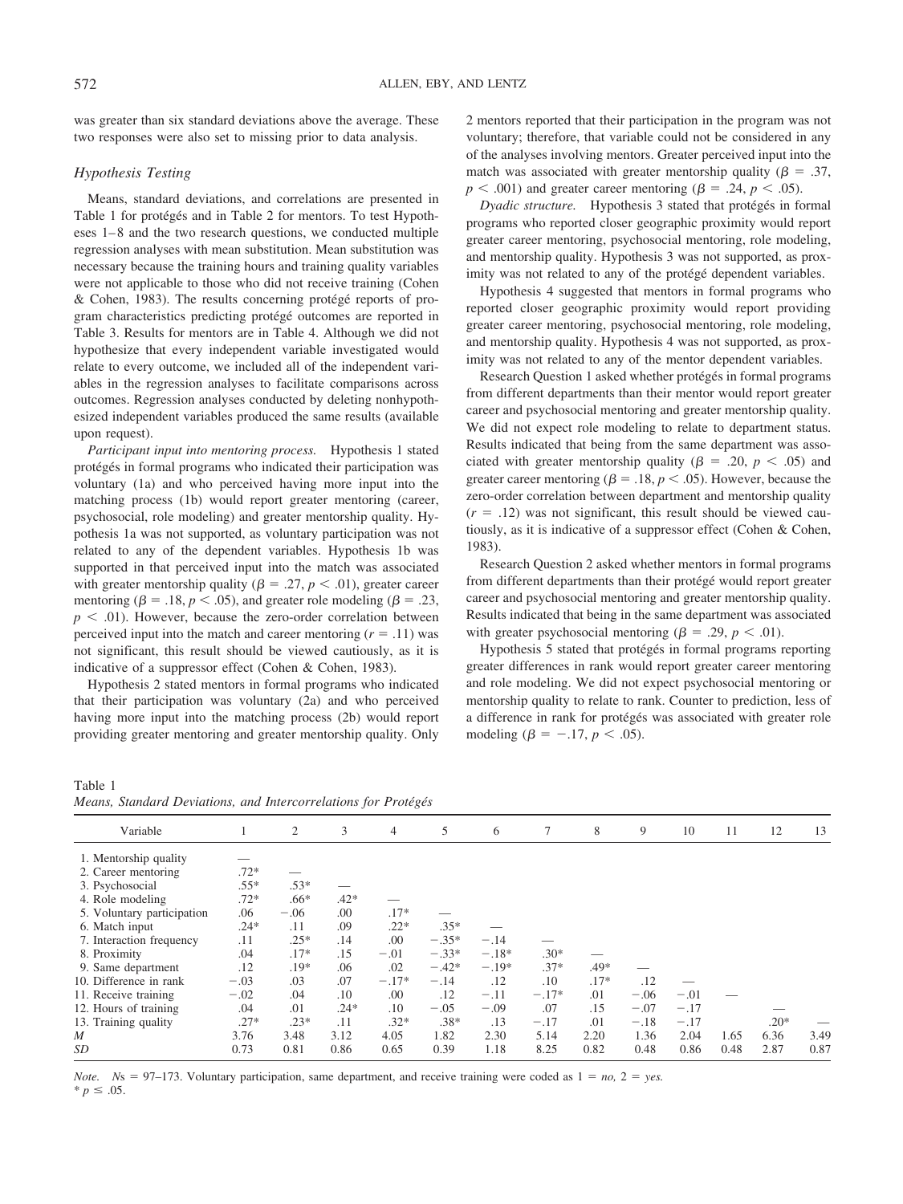was greater than six standard deviations above the average. These two responses were also set to missing prior to data analysis.

### Hypothesis Testing

Means, standard deviations, and correlations are presented in Table 1 for protégés and in Table 2 for mentors. To test Hypotheses 1–8 and the two research questions, we conducted multiple regression analyses with mean substitution. Mean substitution was necessary because the training hours and training quality variables were not applicable to those who did not receive training (Cohen & Cohen, 1983). The results concerning protégé reports of program characteristics predicting protégé outcomes are reported in Table 3. Results for mentors are in Table 4. Although we did not hypothesize that every independent variable investigated would relate to every outcome, we included all of the independent variables in the regression analyses to facilitate comparisons across outcomes. Regression analyses conducted by deleting nonhypothesized independent variables produced the same results (available upon request).

*Participant input into mentoring process.* Hypothesis 1 stated protégés in formal programs who indicated their participation was voluntary (1a) and who perceived having more input into the matching process (1b) would report greater mentoring (career, psychosocial, role modeling) and greater mentorship quality. Hypothesis 1a was not supported, as voluntary participation was not related to any of the dependent variables. Hypothesis 1b was supported in that perceived input into the match was associated with greater mentorship quality ($\beta = .27$, $p < .01$), greater career mentoring ($\beta = .18$, $p < .05$), and greater role modeling ($\beta = .23$, $p < .01$). However, because the zero-order correlation between perceived input into the match and career mentoring ($r = .11$) was not significant, this result should be viewed cautiously, as it is indicative of a suppressor effect (Cohen & Cohen, 1983).

Hypothesis 2 stated mentors in formal programs who indicated that their participation was voluntary (2a) and who perceived having more input into the matching process (2b) would report providing greater mentoring and greater mentorship quality. Only 2 mentors reported that their participation in the program was not voluntary; therefore, that variable could not be considered in any of the analyses involving mentors. Greater perceived input into the match was associated with greater mentorship quality ($\beta = .37$, $p < .001$) and greater career mentoring ($\beta = .24$, $p < .05$).

*Dyadic structure.* Hypothesis 3 stated that protégés in formal programs who reported closer geographic proximity would report greater career mentoring, psychosocial mentoring, role modeling, and mentorship quality. Hypothesis 3 was not supported, as proximity was not related to any of the protégé dependent variables.

Hypothesis 4 suggested that mentors in formal programs who reported closer geographic proximity would report providing greater career mentoring, psychosocial mentoring, role modeling, and mentorship quality. Hypothesis 4 was not supported, as proximity was not related to any of the mentor dependent variables.

Research Question 1 asked whether protégés in formal programs from different departments than their mentor would report greater career and psychosocial mentoring and greater mentorship quality. We did not expect role modeling to relate to department status. Results indicated that being from the same department was associated with greater mentorship quality ($\beta = .20$, $p < .05$) and greater career mentoring ($\beta = .18$, $p < .05$). However, because the zero-order correlation between department and mentorship quality ($r = .12$) was not significant, this result should be viewed cautiously, as it is indicative of a suppressor effect (Cohen & Cohen, 1983).

Research Question 2 asked whether mentors in formal programs from different departments than their protégé would report greater career and psychosocial mentoring and greater mentorship quality. Results indicated that being in the same department was associated with greater psychosocial mentoring ($\beta = .29$, $p < .01$).

Hypothesis 5 stated that protégés in formal programs reporting greater differences in rank would report greater career mentoring and role modeling. We did not expect psychosocial mentoring or mentorship quality to relate to rank. Counter to prediction, less of a difference in rank for protégés was associated with greater role modeling ($\beta = -.17$, $p < .05$).

Table 1
*Means, Standard Deviations, and Intercorrelations for Protégés*

| Variable | 1 | 2 | 3 | 4 | 5 | 6 | 7 | 8 | 9 | 10 | 11 | 12 | 13 |
|---|---|---|---|---|---|---|---|---|---|---|---|---|---|
| 1. Mentorship quality | — | | | | | | | | | | | | |
| 2. Career mentoring | .72* | — | | | | | | | | | | | |
| 3. Psychosocial | .55* | .53* | — | | | | | | | | | | |
| 4. Role modeling | .72* | .66* | .42* | — | | | | | | | | | |
| 5. Voluntary participation | .06 | −.06 | .00 | .17* | — | | | | | | | | |
| 6. Match input | .24* | .11 | .09 | .22* | .35* | — | | | | | | | |
| 7. Interaction frequency | .11 | .25* | .14 | .00 | −.35* | −.14 | — | | | | | | |
| 8. Proximity | .04 | .17* | .15 | −.01 | −.33* | −.18* | .30* | — | | | | | |
| 9. Same department | .12 | .19* | .06 | .02 | −.42* | −.19* | .37* | .49* | — | | | | |
| 10. Difference in rank | −.03 | .03 | .07 | −.17* | −.14 | .12 | .10 | .17* | .12 | — | | | |
| 11. Receive training | −.02 | .04 | .10 | .00 | .12 | −.11 | −.17* | .01 | −.06 | −.01 | — | | |
| 12. Hours of training | .04 | .01 | .24* | .10 | −.05 | −.09 | .07 | .15 | −.07 | −.17 | | — | |
| 13. Training quality | .27* | .23* | .11 | .32* | .38* | .13 | −.17 | .01 | −.18 | −.17 | | .20* | — |
| *M* | 3.76 | 3.48 | 3.12 | 4.05 | 1.82 | 2.30 | 5.14 | 2.20 | 1.36 | 2.04 | 1.65 | 6.36 | 3.49 |
| *SD* | 0.73 | 0.81 | 0.86 | 0.65 | 0.39 | 1.18 | 8.25 | 0.82 | 0.48 | 0.86 | 0.48 | 2.87 | 0.87 |

*Note.* *N*s = 97–173. Voluntary participation, same department, and receive training were coded as 1 = *no,* 2 = *yes.*
\* $p \leq .05$.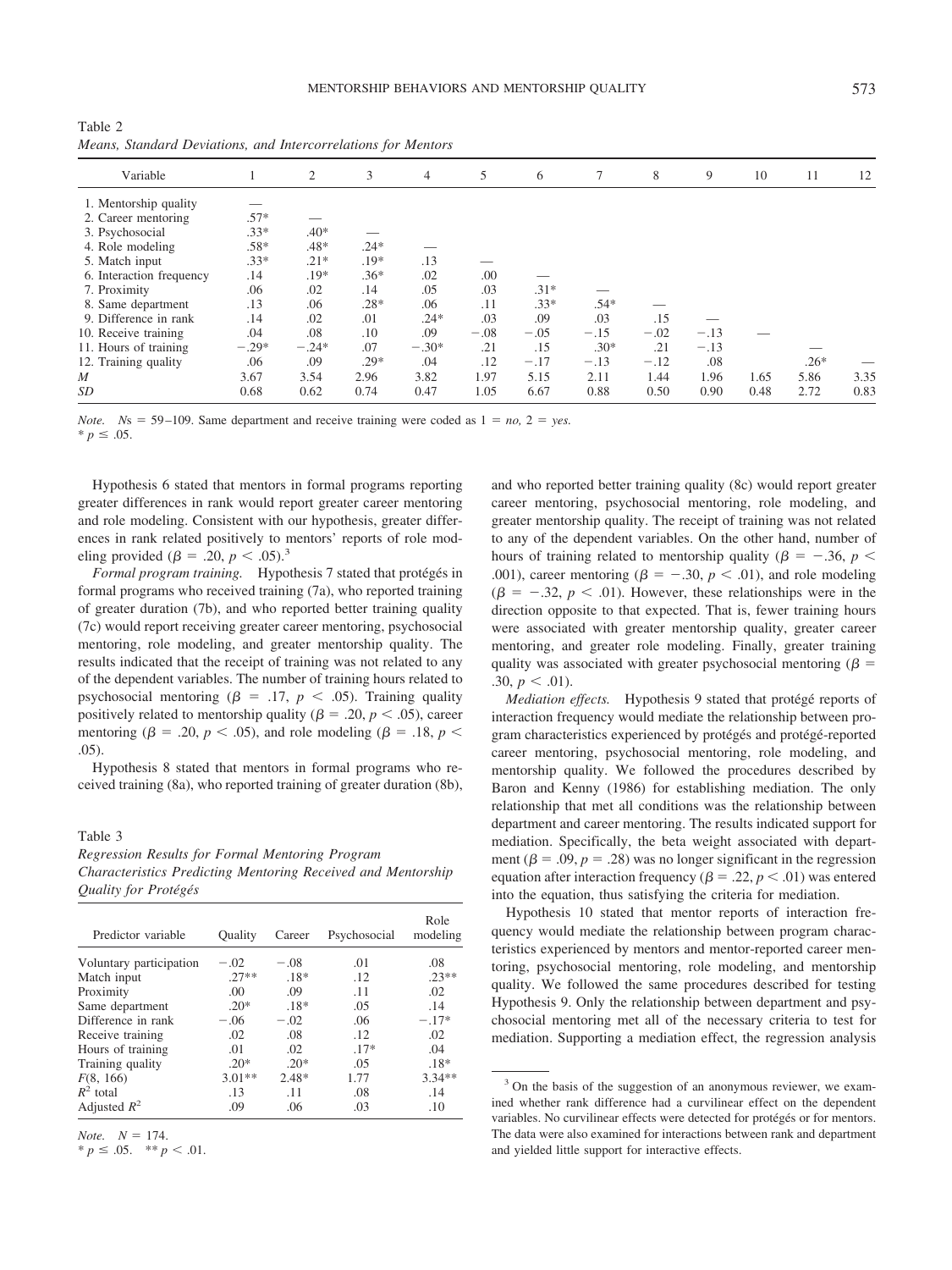Table 2
*Means, Standard Deviations, and Intercorrelations for Mentors*

| Variable | 1 | 2 | 3 | 4 | 5 | 6 | 7 | 8 | 9 | 10 | 11 | 12 |
|---|---|---|---|---|---|---|---|---|---|---|---|---|
| 1. Mentorship quality | — | | | | | | | | | | | |
| 2. Career mentoring | .57* | — | | | | | | | | | | |
| 3. Psychosocial | .33* | .40* | — | | | | | | | | | |
| 4. Role modeling | .58* | .48* | .24* | — | | | | | | | | |
| 5. Match input | .33* | .21* | .19* | .13 | — | | | | | | | |
| 6. Interaction frequency | .14 | .19* | .36* | .02 | .00 | — | | | | | | |
| 7. Proximity | .06 | .02 | .14 | .05 | .03 | .31* | — | | | | | |
| 8. Same department | .13 | .06 | .28* | .06 | .11 | .33* | .54* | — | | | | |
| 9. Difference in rank | .14 | .02 | .01 | .24* | .03 | .09 | .03 | .15 | — | | | |
| 10. Receive training | .04 | .08 | .10 | .09 | −.08 | −.05 | −.15 | −.02 | −.13 | — | | |
| 11. Hours of training | −.29* | −.24* | .07 | −.30* | .21 | .15 | .30* | .21 | −.13 | | — | |
| 12. Training quality | .06 | .09 | .29* | .04 | .12 | −.17 | −.13 | −.12 | .08 | | .26* | — |
| *M* | 3.67 | 3.54 | 2.96 | 3.82 | 1.97 | 5.15 | 2.11 | 1.44 | 1.96 | 1.65 | 5.86 | 3.35 |
| *SD* | 0.68 | 0.62 | 0.74 | 0.47 | 1.05 | 6.67 | 0.88 | 0.50 | 0.90 | 0.48 | 2.72 | 0.83 |

*Note.* $N$s = 59–109. Same department and receive training were coded as 1 = *no,* 2 = *yes.*
* $p \leq .05$.

Hypothesis 6 stated that mentors in formal programs reporting greater differences in rank would report greater career mentoring and role modeling. Consistent with our hypothesis, greater differences in rank related positively to mentors' reports of role modeling provided ($\beta = .20$, $p < .05$).[3]

*Formal program training.* Hypothesis 7 stated that protégés in formal programs who received training (7a), who reported training of greater duration (7b), and who reported better training quality (7c) would report receiving greater career mentoring, psychosocial mentoring, role modeling, and greater mentorship quality. The results indicated that the receipt of training was not related to any of the dependent variables. The number of training hours related to psychosocial mentoring ($\beta = .17$, $p < .05$). Training quality positively related to mentorship quality ($\beta = .20$, $p < .05$), career mentoring ($\beta = .20$, $p < .05$), and role modeling ($\beta = .18$, $p < .05$).

Hypothesis 8 stated that mentors in formal programs who received training (8a), who reported training of greater duration (8b), and who reported better training quality (8c) would report greater career mentoring, psychosocial mentoring, role modeling, and greater mentorship quality. The receipt of training was not related to any of the dependent variables. On the other hand, number of hours of training related to mentorship quality ($\beta = -.36$, $p < .001$), career mentoring ($\beta = -.30$, $p < .01$), and role modeling ($\beta = -.32$, $p < .01$). However, these relationships were in the direction opposite to that expected. That is, fewer training hours were associated with greater mentorship quality, greater career mentoring, and greater role modeling. Finally, greater training quality was associated with greater psychosocial mentoring ($\beta = .30$, $p < .01$).

*Mediation effects.* Hypothesis 9 stated that protégé reports of interaction frequency would mediate the relationship between program characteristics experienced by protégés and protégé-reported career mentoring, psychosocial mentoring, role modeling, and mentorship quality. We followed the procedures described by Baron and Kenny (1986) for establishing mediation. The only relationship that met all conditions was the relationship between department and career mentoring. The results indicated support for mediation. Specifically, the beta weight associated with department ($\beta = .09$, $p = .28$) was no longer significant in the regression equation after interaction frequency ($\beta = .22$, $p < .01$) was entered into the equation, thus satisfying the criteria for mediation.

Hypothesis 10 stated that mentor reports of interaction frequency would mediate the relationship between program characteristics experienced by mentors and mentor-reported career mentoring, psychosocial mentoring, role modeling, and mentorship quality. We followed the same procedures described for testing Hypothesis 9. Only the relationship between department and psychosocial mentoring met all of the necessary criteria to test for mediation. Supporting a mediation effect, the regression analysis

Table 3
*Regression Results for Formal Mentoring Program Characteristics Predicting Mentoring Received and Mentorship Quality for Protégés*

| Predictor variable | Quality | Career | Psychosocial | Role modeling |
|---|---|---|---|---|
| Voluntary participation | −.02 | −.08 | .01 | .08 |
| Match input | .27** | .18* | .12 | .23** |
| Proximity | .00 | .09 | .11 | .02 |
| Same department | .20* | .18* | .05 | .14 |
| Difference in rank | −.06 | −.02 | .06 | −.17* |
| Receive training | .02 | .08 | .12 | .02 |
| Hours of training | .01 | .02 | .17* | .04 |
| Training quality | .20* | .20* | .05 | .18* |
| $F(8, 166)$ | 3.01** | 2.48* | 1.77 | 3.34** |
| $R^2$ total | .13 | .11 | .08 | .14 |
| Adjusted $R^2$ | .09 | .06 | .03 | .10 |

*Note.* $N = 174$.
* $p \leq .05$. ** $p < .01$.

[3] On the basis of the suggestion of an anonymous reviewer, we examined whether rank difference had a curvilinear effect on the dependent variables. No curvilinear effects were detected for protégés or for mentors. The data were also examined for interactions between rank and department and yielded little support for interactive effects.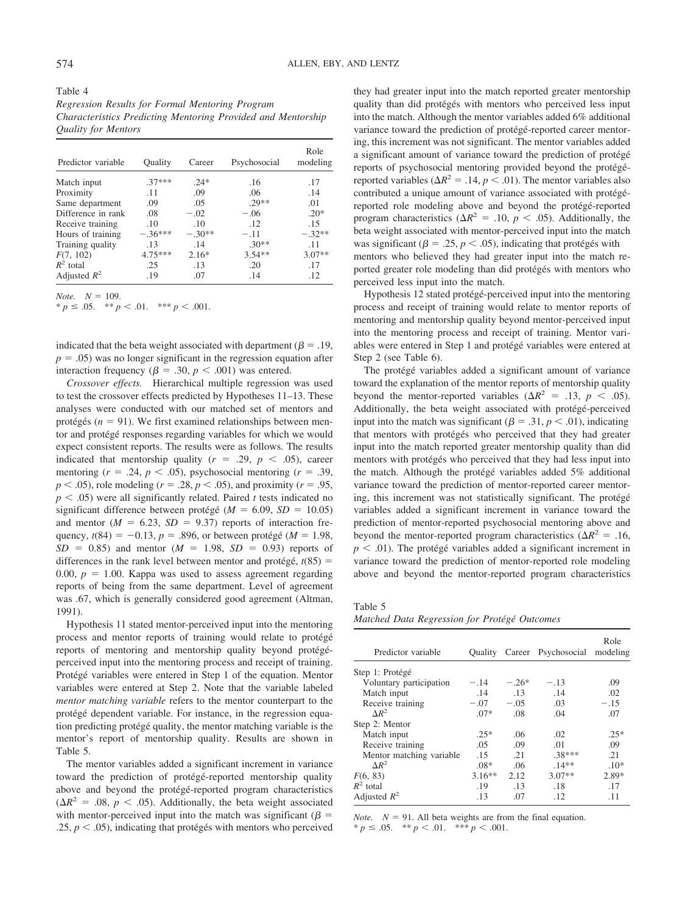Table 4

*Regression Results for Formal Mentoring Program Characteristics Predicting Mentoring Provided and Mentorship Quality for Mentors*

| Predictor variable | Quality | Career | Psychosocial | Role modeling |
|---|---|---|---|---|
| Match input | .37*** | .24* | .16 | .17 |
| Proximity | .11 | .09 | .06 | .14 |
| Same department | .09 | .05 | .29** | .01 |
| Difference in rank | .08 | −.02 | −.06 | .20* |
| Receive training | .10 | .10 | .12 | .15 |
| Hours of training | −.36*** | −.30** | −.11 | −.32** |
| Training quality | .13 | .14 | .30** | .11 |
| $F(7, 102)$ | 4.75*** | 2.16* | 3.54** | 3.07** |
| $R^2$ total | .25 | .13 | .20 | .17 |
| Adjusted $R^2$ | .19 | .07 | .14 | .12 |

*Note.* $N = 109$.
* $p \leq .05$. ** $p < .01$. *** $p < .001$.

indicated that the beta weight associated with department ($\beta = .19$, $p = .05$) was no longer significant in the regression equation after interaction frequency ($\beta = .30$, $p < .001$) was entered.

*Crossover effects.* Hierarchical multiple regression was used to test the crossover effects predicted by Hypotheses 11–13. These analyses were conducted with our matched set of mentors and protégés ($n = 91$). We first examined relationships between mentor and protégé responses regarding variables for which we would expect consistent reports. The results were as follows. The results indicated that mentorship quality ($r = .29$, $p < .05$), career mentoring ($r = .24$, $p < .05$), psychosocial mentoring ($r = .39$, $p < .05$), role modeling ($r = .28$, $p < .05$), and proximity ($r = .95$, $p < .05$) were all significantly related. Paired $t$ tests indicated no significant difference between protégé ($M = 6.09$, $SD = 10.05$) and mentor ($M = 6.23$, $SD = 9.37$) reports of interaction frequency, $t(84) = -0.13$, $p = .896$, or between protégé ($M = 1.98$, $SD = 0.85$) and mentor ($M = 1.98$, $SD = 0.93$) reports of differences in the rank level between mentor and protégé, $t(85) = 0.00$, $p = 1.00$. Kappa was used to assess agreement regarding reports of being from the same department. Level of agreement was .67, which is generally considered good agreement (Altman, 1991).

Hypothesis 11 stated mentor-perceived input into the mentoring process and mentor reports of training would relate to protégé reports of mentoring and mentorship quality beyond protégé-perceived input into the mentoring process and receipt of training. Protégé variables were entered in Step 1 of the equation. Mentor variables were entered at Step 2. Note that the variable labeled *mentor matching variable* refers to the mentor counterpart to the protégé dependent variable. For instance, in the regression equation predicting protégé quality, the mentor matching variable is the mentor's report of mentorship quality. Results are shown in Table 5.

The mentor variables added a significant increment in variance toward the prediction of protégé-reported mentorship quality above and beyond the protégé-reported program characteristics ($\Delta R^2 = .08$, $p < .05$). Additionally, the beta weight associated with mentor-perceived input into the match was significant ($\beta = .25$, $p < .05$), indicating that protégés with mentors who perceived they had greater input into the match reported greater mentorship quality than did protégés with mentors who perceived less input into the match. Although the mentor variables added 6% additional variance toward the prediction of protégé-reported career mentoring, this increment was not significant. The mentor variables added a significant amount of variance toward the prediction of protégé reports of psychosocial mentoring provided beyond the protégé-reported variables ($\Delta R^2 = .14$, $p < .01$). The mentor variables also contributed a unique amount of variance associated with protégé-reported role modeling above and beyond the protégé-reported program characteristics ($\Delta R^2 = .10$, $p < .05$). Additionally, the beta weight associated with mentor-perceived input into the match was significant ($\beta = .25$, $p < .05$), indicating that protégés with mentors who believed they had greater input into the match reported greater role modeling than did protégés with mentors who perceived less input into the match.

Hypothesis 12 stated protégé-perceived input into the mentoring process and receipt of training would relate to mentor reports of mentoring and mentorship quality beyond mentor-perceived input into the mentoring process and receipt of training. Mentor variables were entered in Step 1 and protégé variables were entered at Step 2 (see Table 6).

The protégé variables added a significant amount of variance toward the explanation of the mentor reports of mentorship quality beyond the mentor-reported variables ($\Delta R^2 = .13$, $p < .05$). Additionally, the beta weight associated with protégé-perceived input into the match was significant ($\beta = .31$, $p < .01$), indicating that mentors with protégés who perceived that they had greater input into the match reported greater mentorship quality than did mentors with protégés who perceived that they had less input into the match. Although the protégé variables added 5% additional variance toward the prediction of mentor-reported career mentoring, this increment was not statistically significant. The protégé variables added a significant increment in variance toward the prediction of mentor-reported psychosocial mentoring above and beyond the mentor-reported program characteristics ($\Delta R^2 = .16$, $p < .01$). The protégé variables added a significant increment in variance toward the prediction of mentor-reported role modeling above and beyond the mentor-reported program characteristics

Table 5

*Matched Data Regression for Protégé Outcomes*

| Predictor variable | Quality | Career | Psychosocial | Role modeling |
|---|---|---|---|---|
| Step 1: Protégé | | | | |
| Voluntary participation | −.14 | −.26* | −.13 | .09 |
| Match input | .14 | .13 | .14 | .02 |
| Receive training | −.07 | −.05 | .03 | −.15 |
| $\Delta R^2$ | .07* | .08 | .04 | .07 |
| Step 2: Mentor | | | | |
| Match input | .25* | .06 | .02 | .25* |
| Receive training | .05 | .09 | .01 | .09 |
| Mentor matching variable | .15 | .21 | .38*** | .21 |
| $\Delta R^2$ | .08* | .06 | .14** | .10* |
| $F(6, 83)$ | 3.16** | 2.12 | 3.07** | 2.89* |
| $R^2$ total | .19 | .13 | .18 | .17 |
| Adjusted $R^2$ | .13 | .07 | .12 | .11 |

*Note.* $N = 91$. All beta weights are from the final equation.
* $p \leq .05$. ** $p < .01$. *** $p < .001$.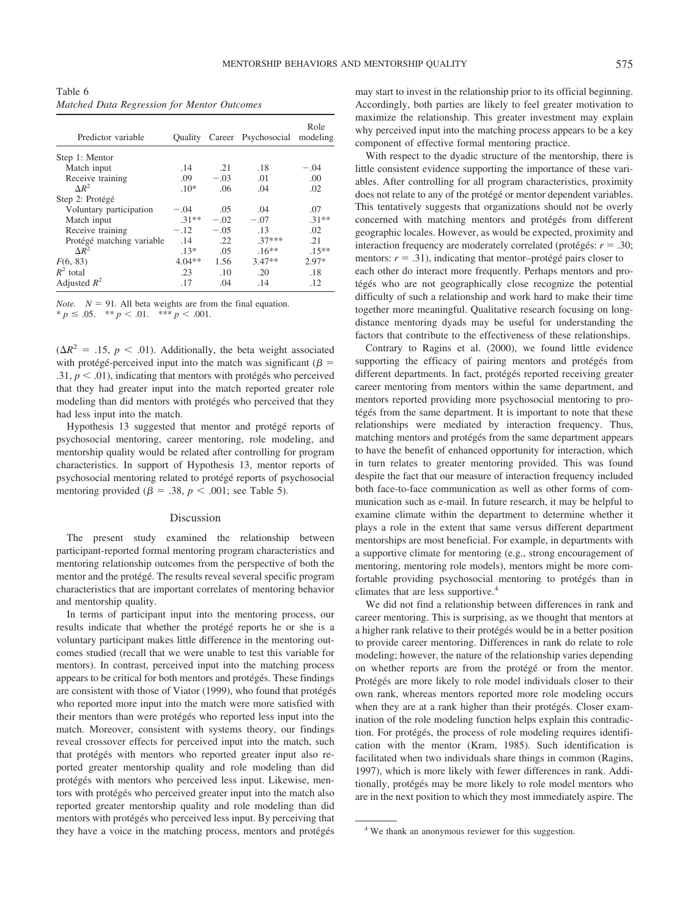Table 6
*Matched Data Regression for Mentor Outcomes*

| Predictor variable | Quality | Career | Psychosocial | Role modeling |
|---|---|---|---|---|
| Step 1: Mentor | | | | |
| Match input | .14 | .21 | .18 | −.04 |
| Receive training | .09 | −.03 | .01 | .00 |
| $\Delta R^2$ | .10* | .06 | .04 | .02 |
| Step 2: Protégé | | | | |
| Voluntary participation | −.04 | .05 | .04 | .07 |
| Match input | .31** | −.02 | −.07 | .31** |
| Receive training | −.12 | −.05 | .13 | .02 |
| Protégé matching variable | .14 | .22 | .37*** | .21 |
| $\Delta R^2$ | .13* | .05 | .16** | .15** |
| $F(6, 83)$ | 4.04** | 1.56 | 3.47** | 2.97* |
| $R^2$ total | .23 | .10 | .20 | .18 |
| Adjusted $R^2$ | .17 | .04 | .14 | .12 |

*Note.* $N = 91$. All beta weights are from the final equation.
* $p \leq .05$. ** $p < .01$. *** $p < .001$.

($\Delta R^2 = .15$, $p < .01$). Additionally, the beta weight associated with protégé-perceived input into the match was significant ($\beta = .31$, $p < .01$), indicating that mentors with protégés who perceived that they had greater input into the match reported greater role modeling than did mentors with protégés who perceived that they had less input into the match.

Hypothesis 13 suggested that mentor and protégé reports of psychosocial mentoring, career mentoring, role modeling, and mentorship quality would be related after controlling for program characteristics. In support of Hypothesis 13, mentor reports of psychosocial mentoring related to protégé reports of psychosocial mentoring provided ($\beta = .38$, $p < .001$; see Table 5).

## Discussion

The present study examined the relationship between participant-reported formal mentoring program characteristics and mentoring relationship outcomes from the perspective of both the mentor and the protégé. The results reveal several specific program characteristics that are important correlates of mentoring behavior and mentorship quality.

In terms of participant input into the mentoring process, our results indicate that whether the protégé reports he or she is a voluntary participant makes little difference in the mentoring outcomes studied (recall that we were unable to test this variable for mentors). In contrast, perceived input into the matching process appears to be critical for both mentors and protégés. These findings are consistent with those of Viator (1999), who found that protégés who reported more input into the match were more satisfied with their mentors than were protégés who reported less input into the match. Moreover, consistent with systems theory, our findings reveal crossover effects for perceived input into the match, such that protégés with mentors who reported greater input also reported greater mentorship quality and role modeling than did protégés with mentors who perceived less input. Likewise, mentors with protégés who perceived greater input into the match also reported greater mentorship quality and role modeling than did mentors with protégés who perceived less input. By perceiving that they have a voice in the matching process, mentors and protégés may start to invest in the relationship prior to its official beginning. Accordingly, both parties are likely to feel greater motivation to maximize the relationship. This greater investment may explain why perceived input into the matching process appears to be a key component of effective formal mentoring practice.

With respect to the dyadic structure of the mentorship, there is little consistent evidence supporting the importance of these variables. After controlling for all program characteristics, proximity does not relate to any of the protégé or mentor dependent variables. This tentatively suggests that organizations should not be overly concerned with matching mentors and protégés from different geographic locales. However, as would be expected, proximity and interaction frequency are moderately correlated (protégés: $r = .30$; mentors: $r = .31$), indicating that mentor–protégé pairs closer to each other do interact more frequently. Perhaps mentors and protégés who are not geographically close recognize the potential difficulty of such a relationship and work hard to make their time together more meaningful. Qualitative research focusing on long-distance mentoring dyads may be useful for understanding the factors that contribute to the effectiveness of these relationships.

Contrary to Ragins et al. (2000), we found little evidence supporting the efficacy of pairing mentors and protégés from different departments. In fact, protégés reported receiving greater career mentoring from mentors within the same department, and mentors reported providing more psychosocial mentoring to protégés from the same department. It is important to note that these relationships were mediated by interaction frequency. Thus, matching mentors and protégés from the same department appears to have the benefit of enhanced opportunity for interaction, which in turn relates to greater mentoring provided. This was found despite the fact that our measure of interaction frequency included both face-to-face communication as well as other forms of communication such as e-mail. In future research, it may be helpful to examine climate within the department to determine whether it plays a role in the extent that same versus different department mentorships are most beneficial. For example, in departments with a supportive climate for mentoring (e.g., strong encouragement of mentoring, mentoring role models), mentors might be more comfortable providing psychosocial mentoring to protégés than in climates that are less supportive.[4]

We did not find a relationship between differences in rank and career mentoring. This is surprising, as we thought that mentors at a higher rank relative to their protégés would be in a better position to provide career mentoring. Differences in rank do relate to role modeling; however, the nature of the relationship varies depending on whether reports are from the protégé or from the mentor. Protégés are more likely to role model individuals closer to their own rank, whereas mentors reported more role modeling occurs when they are at a rank higher than their protégés. Closer examination of the role modeling function helps explain this contradiction. For protégés, the process of role modeling requires identification with the mentor (Kram, 1985). Such identification is facilitated when two individuals share things in common (Ragins, 1997), which is more likely with fewer differences in rank. Additionally, protégés may be more likely to role model mentors who are in the next position to which they most immediately aspire. The

[4] We thank an anonymous reviewer for this suggestion.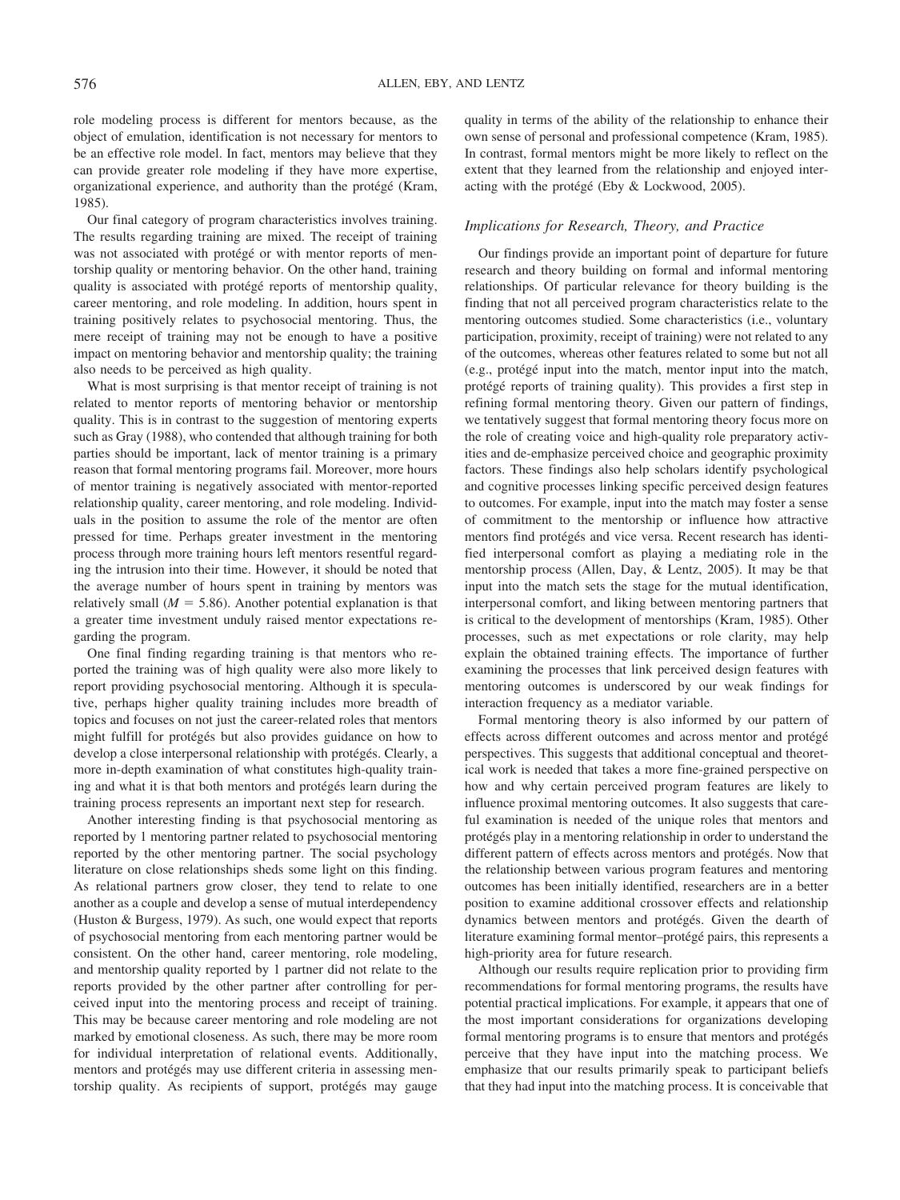role modeling process is different for mentors because, as the object of emulation, identification is not necessary for mentors to be an effective role model. In fact, mentors may believe that they can provide greater role modeling if they have more expertise, organizational experience, and authority than the protégé (Kram, 1985).

Our final category of program characteristics involves training. The results regarding training are mixed. The receipt of training was not associated with protégé or with mentor reports of mentorship quality or mentoring behavior. On the other hand, training quality is associated with protégé reports of mentorship quality, career mentoring, and role modeling. In addition, hours spent in training positively relates to psychosocial mentoring. Thus, the mere receipt of training may not be enough to have a positive impact on mentoring behavior and mentorship quality; the training also needs to be perceived as high quality.

What is most surprising is that mentor receipt of training is not related to mentor reports of mentoring behavior or mentorship quality. This is in contrast to the suggestion of mentoring experts such as Gray (1988), who contended that although training for both parties should be important, lack of mentor training is a primary reason that formal mentoring programs fail. Moreover, more hours of mentor training is negatively associated with mentor-reported relationship quality, career mentoring, and role modeling. Individuals in the position to assume the role of the mentor are often pressed for time. Perhaps greater investment in the mentoring process through more training hours left mentors resentful regarding the intrusion into their time. However, it should be noted that the average number of hours spent in training by mentors was relatively small ($M = 5.86$). Another potential explanation is that a greater time investment unduly raised mentor expectations regarding the program.

One final finding regarding training is that mentors who reported the training was of high quality were also more likely to report providing psychosocial mentoring. Although it is speculative, perhaps higher quality training includes more breadth of topics and focuses on not just the career-related roles that mentors might fulfill for protégés but also provides guidance on how to develop a close interpersonal relationship with protégés. Clearly, a more in-depth examination of what constitutes high-quality training and what it is that both mentors and protégés learn during the training process represents an important next step for research.

Another interesting finding is that psychosocial mentoring as reported by 1 mentoring partner related to psychosocial mentoring reported by the other mentoring partner. The social psychology literature on close relationships sheds some light on this finding. As relational partners grow closer, they tend to relate to one another as a couple and develop a sense of mutual interdependency (Huston & Burgess, 1979). As such, one would expect that reports of psychosocial mentoring from each mentoring partner would be consistent. On the other hand, career mentoring, role modeling, and mentorship quality reported by 1 partner did not relate to the reports provided by the other partner after controlling for perceived input into the mentoring process and receipt of training. This may be because career mentoring and role modeling are not marked by emotional closeness. As such, there may be more room for individual interpretation of relational events. Additionally, mentors and protégés may use different criteria in assessing mentorship quality. As recipients of support, protégés may gauge quality in terms of the ability of the relationship to enhance their own sense of personal and professional competence (Kram, 1985). In contrast, formal mentors might be more likely to reflect on the extent that they learned from the relationship and enjoyed interacting with the protégé (Eby & Lockwood, 2005).

### *Implications for Research, Theory, and Practice*

Our findings provide an important point of departure for future research and theory building on formal and informal mentoring relationships. Of particular relevance for theory building is the finding that not all perceived program characteristics relate to the mentoring outcomes studied. Some characteristics (i.e., voluntary participation, proximity, receipt of training) were not related to any of the outcomes, whereas other features related to some but not all (e.g., protégé input into the match, mentor input into the match, protégé reports of training quality). This provides a first step in refining formal mentoring theory. Given our pattern of findings, we tentatively suggest that formal mentoring theory focus more on the role of creating voice and high-quality role preparatory activities and de-emphasize perceived choice and geographic proximity factors. These findings also help scholars identify psychological and cognitive processes linking specific perceived design features to outcomes. For example, input into the match may foster a sense of commitment to the mentorship or influence how attractive mentors find protégés and vice versa. Recent research has identified interpersonal comfort as playing a mediating role in the mentorship process (Allen, Day, & Lentz, 2005). It may be that input into the match sets the stage for the mutual identification, interpersonal comfort, and liking between mentoring partners that is critical to the development of mentorships (Kram, 1985). Other processes, such as met expectations or role clarity, may help explain the obtained training effects. The importance of further examining the processes that link perceived design features with mentoring outcomes is underscored by our weak findings for interaction frequency as a mediator variable.

Formal mentoring theory is also informed by our pattern of effects across different outcomes and across mentor and protégé perspectives. This suggests that additional conceptual and theoretical work is needed that takes a more fine-grained perspective on how and why certain perceived program features are likely to influence proximal mentoring outcomes. It also suggests that careful examination is needed of the unique roles that mentors and protégés play in a mentoring relationship in order to understand the different pattern of effects across mentors and protégés. Now that the relationship between various program features and mentoring outcomes has been initially identified, researchers are in a better position to examine additional crossover effects and relationship dynamics between mentors and protégés. Given the dearth of literature examining formal mentor–protégé pairs, this represents a high-priority area for future research.

Although our results require replication prior to providing firm recommendations for formal mentoring programs, the results have potential practical implications. For example, it appears that one of the most important considerations for organizations developing formal mentoring programs is to ensure that mentors and protégés perceive that they have input into the matching process. We emphasize that our results primarily speak to participant beliefs that they had input into the matching process. It is conceivable that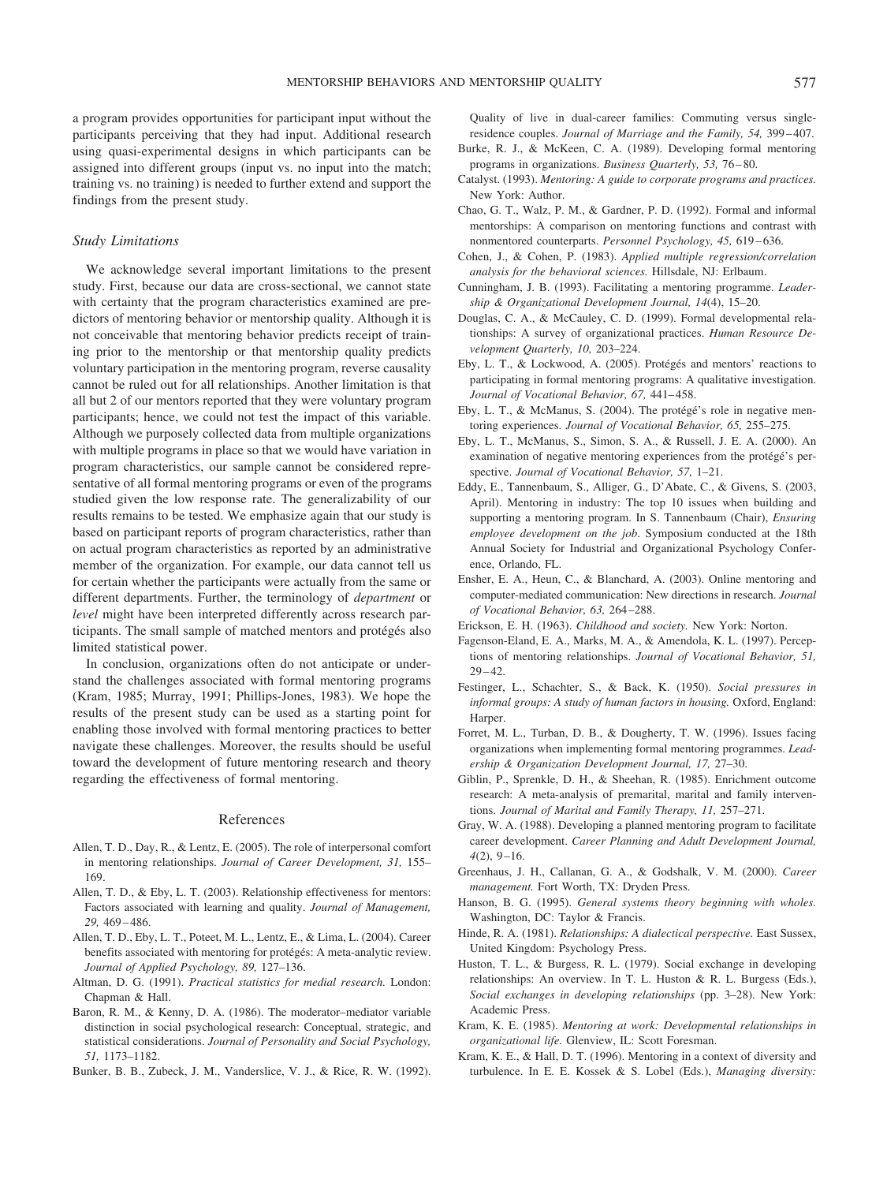a program provides opportunities for participant input without the participants perceiving that they had input. Additional research using quasi-experimental designs in which participants can be assigned into different groups (input vs. no input into the match; training vs. no training) is needed to further extend and support the findings from the present study.

### Study Limitations

We acknowledge several important limitations to the present study. First, because our data are cross-sectional, we cannot state with certainty that the program characteristics examined are predictors of mentoring behavior or mentorship quality. Although it is not conceivable that mentoring behavior predicts receipt of training prior to the mentorship or that mentorship quality predicts voluntary participation in the mentoring program, reverse causality cannot be ruled out for all relationships. Another limitation is that all but 2 of our mentors reported that they were voluntary program participants; hence, we could not test the impact of this variable. Although we purposely collected data from multiple organizations with multiple programs in place so that we would have variation in program characteristics, our sample cannot be considered representative of all formal mentoring programs or even of the programs studied given the low response rate. The generalizability of our results remains to be tested. We emphasize again that our study is based on participant reports of program characteristics, rather than on actual program characteristics as reported by an administrative member of the organization. For example, our data cannot tell us for certain whether the participants were actually from the same or different departments. Further, the terminology of *department* or *level* might have been interpreted differently across research participants. The small sample of matched mentors and protégés also limited statistical power.

In conclusion, organizations often do not anticipate or understand the challenges associated with formal mentoring programs (Kram, 1985; Murray, 1991; Phillips-Jones, 1983). We hope the results of the present study can be used as a starting point for enabling those involved with formal mentoring practices to better navigate these challenges. Moreover, the results should be useful toward the development of future mentoring research and theory regarding the effectiveness of formal mentoring.

## References

Allen, T. D., Day, R., & Lentz, E. (2005). The role of interpersonal comfort in mentoring relationships. *Journal of Career Development, 31,* 155–169.

Allen, T. D., & Eby, L. T. (2003). Relationship effectiveness for mentors: Factors associated with learning and quality. *Journal of Management, 29,* 469–486.

Allen, T. D., Eby, L. T., Poteet, M. L., Lentz, E., & Lima, L. (2004). Career benefits associated with mentoring for protégés: A meta-analytic review. *Journal of Applied Psychology, 89,* 127–136.

Altman, D. G. (1991). *Practical statistics for medial research.* London: Chapman & Hall.

Baron, R. M., & Kenny, D. A. (1986). The moderator–mediator variable distinction in social psychological research: Conceptual, strategic, and statistical considerations. *Journal of Personality and Social Psychology, 51,* 1173–1182.

Bunker, B. B., Zubeck, J. M., Vanderslice, V. J., & Rice, R. W. (1992). Quality of live in dual-career families: Commuting versus single-residence couples. *Journal of Marriage and the Family, 54,* 399–407.

Burke, R. J., & McKeen, C. A. (1989). Developing formal mentoring programs in organizations. *Business Quarterly, 53,* 76–80.

Catalyst. (1993). *Mentoring: A guide to corporate programs and practices.* New York: Author.

Chao, G. T., Walz, P. M., & Gardner, P. D. (1992). Formal and informal mentorships: A comparison on mentoring functions and contrast with nonmentored counterparts. *Personnel Psychology, 45,* 619–636.

Cohen, J., & Cohen, P. (1983). *Applied multiple regression/correlation analysis for the behavioral sciences.* Hillsdale, NJ: Erlbaum.

Cunningham, J. B. (1993). Facilitating a mentoring programme. *Leadership & Organizational Development Journal, 14*(4), 15–20.

Douglas, C. A., & McCauley, C. D. (1999). Formal developmental relationships: A survey of organizational practices. *Human Resource Development Quarterly, 10,* 203–224.

Eby, L. T., & Lockwood, A. (2005). Protégés and mentors' reactions to participating in formal mentoring programs: A qualitative investigation. *Journal of Vocational Behavior, 67,* 441–458.

Eby, L. T., & McManus, S. (2004). The protégé's role in negative mentoring experiences. *Journal of Vocational Behavior, 65,* 255–275.

Eby, L. T., McManus, S., Simon, S. A., & Russell, J. E. A. (2000). An examination of negative mentoring experiences from the protégé's perspective. *Journal of Vocational Behavior, 57,* 1–21.

Eddy, E., Tannenbaum, S., Alliger, G., D'Abate, C., & Givens, S. (2003, April). Mentoring in industry: The top 10 issues when building and supporting a mentoring program. In S. Tannenbaum (Chair), *Ensuring employee development on the job.* Symposium conducted at the 18th Annual Society for Industrial and Organizational Psychology Conference, Orlando, FL.

Ensher, E. A., Heun, C., & Blanchard, A. (2003). Online mentoring and computer-mediated communication: New directions in research. *Journal of Vocational Behavior, 63,* 264–288.

Erickson, E. H. (1963). *Childhood and society.* New York: Norton.

Fagenson-Eland, E. A., Marks, M. A., & Amendola, K. L. (1997). Perceptions of mentoring relationships. *Journal of Vocational Behavior, 51,* 29–42.

Festinger, L., Schachter, S., & Back, K. (1950). *Social pressures in informal groups: A study of human factors in housing.* Oxford, England: Harper.

Forret, M. L., Turban, D. B., & Dougherty, T. W. (1996). Issues facing organizations when implementing formal mentoring programmes. *Leadership & Organization Development Journal, 17,* 27–30.

Giblin, P., Sprenkle, D. H., & Sheehan, R. (1985). Enrichment outcome research: A meta-analysis of premarital, marital and family interventions. *Journal of Marital and Family Therapy, 11,* 257–271.

Gray, W. A. (1988). Developing a planned mentoring program to facilitate career development. *Career Planning and Adult Development Journal, 4*(2), 9–16.

Greenhaus, J. H., Callanan, G. A., & Godshalk, V. M. (2000). *Career management.* Fort Worth, TX: Dryden Press.

Hanson, B. G. (1995). *General systems theory beginning with wholes.* Washington, DC: Taylor & Francis.

Hinde, R. A. (1981). *Relationships: A dialectical perspective.* East Sussex, United Kingdom: Psychology Press.

Huston, T. L., & Burgess, R. L. (1979). Social exchange in developing relationships: An overview. In T. L. Huston & R. L. Burgess (Eds.), *Social exchanges in developing relationships* (pp. 3–28). New York: Academic Press.

Kram, K. E. (1985). *Mentoring at work: Developmental relationships in organizational life.* Glenview, IL: Scott Foresman.

Kram, K. E., & Hall, D. T. (1996). Mentoring in a context of diversity and turbulence. In E. E. Kossek & S. Lobel (Eds.), *Managing diversity:*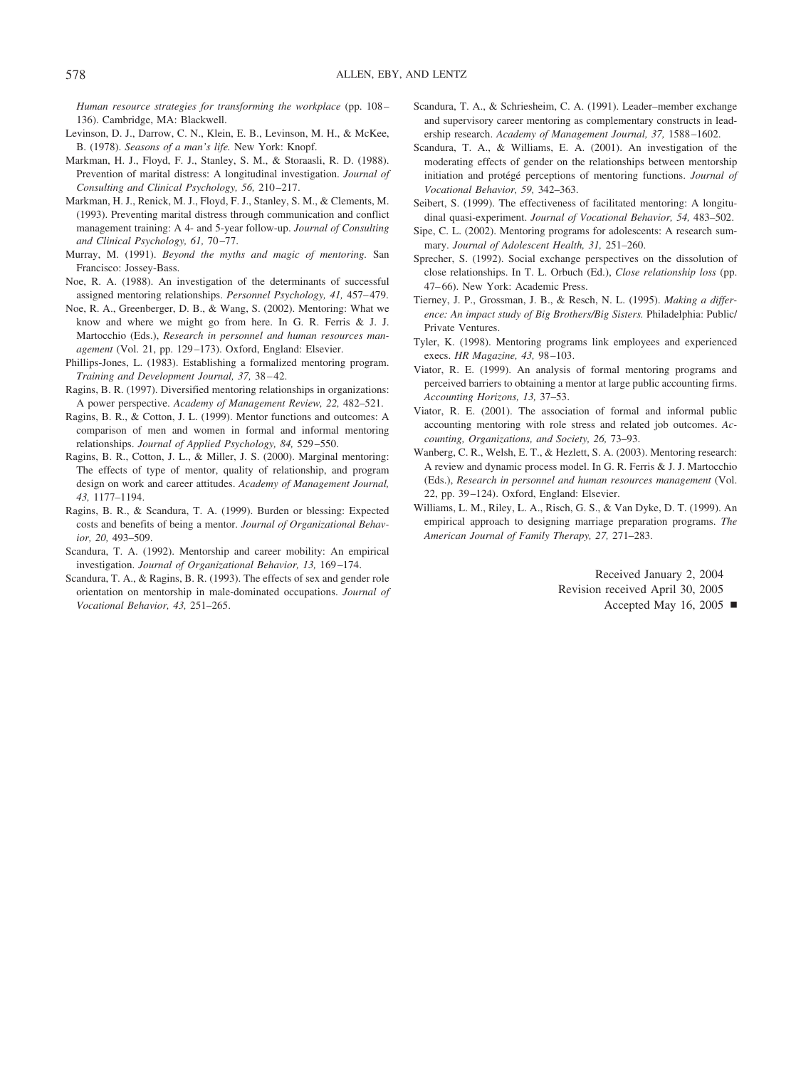*Human resource strategies for transforming the workplace* (pp. 108–136). Cambridge, MA: Blackwell.

Levinson, D. J., Darrow, C. N., Klein, E. B., Levinson, M. H., & McKee, B. (1978). *Seasons of a man's life.* New York: Knopf.

Markman, H. J., Floyd, F. J., Stanley, S. M., & Storaasli, R. D. (1988). Prevention of marital distress: A longitudinal investigation. *Journal of Consulting and Clinical Psychology, 56,* 210–217.

Markman, H. J., Renick, M. J., Floyd, F. J., Stanley, S. M., & Clements, M. (1993). Preventing marital distress through communication and conflict management training: A 4- and 5-year follow-up. *Journal of Consulting and Clinical Psychology, 61,* 70–77.

Murray, M. (1991). *Beyond the myths and magic of mentoring.* San Francisco: Jossey-Bass.

Noe, R. A. (1988). An investigation of the determinants of successful assigned mentoring relationships. *Personnel Psychology, 41,* 457–479.

Noe, R. A., Greenberger, D. B., & Wang, S. (2002). Mentoring: What we know and where we might go from here. In G. R. Ferris & J. J. Martocchio (Eds.), *Research in personnel and human resources management* (Vol. 21, pp. 129–173). Oxford, England: Elsevier.

Phillips-Jones, L. (1983). Establishing a formalized mentoring program. *Training and Development Journal, 37,* 38–42.

Ragins, B. R. (1997). Diversified mentoring relationships in organizations: A power perspective. *Academy of Management Review, 22,* 482–521.

Ragins, B. R., & Cotton, J. L. (1999). Mentor functions and outcomes: A comparison of men and women in formal and informal mentoring relationships. *Journal of Applied Psychology, 84,* 529–550.

Ragins, B. R., Cotton, J. L., & Miller, J. S. (2000). Marginal mentoring: The effects of type of mentor, quality of relationship, and program design on work and career attitudes. *Academy of Management Journal, 43,* 1177–1194.

Ragins, B. R., & Scandura, T. A. (1999). Burden or blessing: Expected costs and benefits of being a mentor. *Journal of Organizational Behavior, 20,* 493–509.

Scandura, T. A. (1992). Mentorship and career mobility: An empirical investigation. *Journal of Organizational Behavior, 13,* 169–174.

Scandura, T. A., & Ragins, B. R. (1993). The effects of sex and gender role orientation on mentorship in male-dominated occupations. *Journal of Vocational Behavior, 43,* 251–265.

Scandura, T. A., & Schriesheim, C. A. (1991). Leader–member exchange and supervisory career mentoring as complementary constructs in leadership research. *Academy of Management Journal, 37,* 1588–1602.

Scandura, T. A., & Williams, E. A. (2001). An investigation of the moderating effects of gender on the relationships between mentorship initiation and protégé perceptions of mentoring functions. *Journal of Vocational Behavior, 59,* 342–363.

Seibert, S. (1999). The effectiveness of facilitated mentoring: A longitudinal quasi-experiment. *Journal of Vocational Behavior, 54,* 483–502.

Sipe, C. L. (2002). Mentoring programs for adolescents: A research summary. *Journal of Adolescent Health, 31,* 251–260.

Sprecher, S. (1992). Social exchange perspectives on the dissolution of close relationships. In T. L. Orbuch (Ed.), *Close relationship loss* (pp. 47–66). New York: Academic Press.

Tierney, J. P., Grossman, J. B., & Resch, N. L. (1995). *Making a difference: An impact study of Big Brothers/Big Sisters.* Philadelphia: Public/Private Ventures.

Tyler, K. (1998). Mentoring programs link employees and experienced execs. *HR Magazine, 43,* 98–103.

Viator, R. E. (1999). An analysis of formal mentoring programs and perceived barriers to obtaining a mentor at large public accounting firms. *Accounting Horizons, 13,* 37–53.

Viator, R. E. (2001). The association of formal and informal public accounting mentoring with role stress and related job outcomes. *Accounting, Organizations, and Society, 26,* 73–93.

Wanberg, C. R., Welsh, E. T., & Hezlett, S. A. (2003). Mentoring research: A review and dynamic process model. In G. R. Ferris & J. J. Martocchio (Eds.), *Research in personnel and human resources management* (Vol. 22, pp. 39–124). Oxford, England: Elsevier.

Williams, L. M., Riley, L. A., Risch, G. S., & Van Dyke, D. T. (1999). An empirical approach to designing marriage preparation programs. *The American Journal of Family Therapy, 27,* 271–283.

Received January 2, 2004
Revision received April 30, 2005
Accepted May 16, 2005 ■